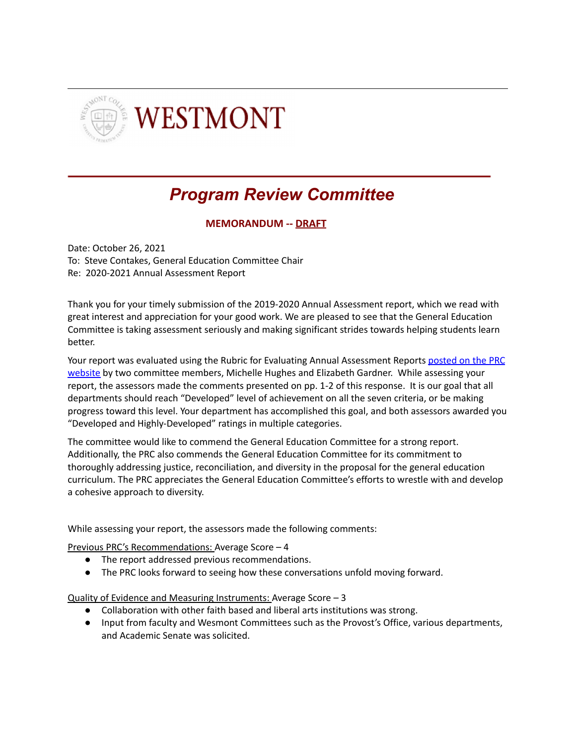WESTMONT

# *Program Review Committee*

**MEMORANDUM -- DRAFT**

Date: October 26, 2021
To: Steve Contakes, General Education Committee Chair
Re: 2020-2021 Annual Assessment Report

Thank you for your timely submission of the 2019-2020 Annual Assessment report, which we read with great interest and appreciation for your good work. We are pleased to see that the General Education Committee is taking assessment seriously and making significant strides towards helping students learn better.

Your report was evaluated using the Rubric for Evaluating Annual Assessment Reports posted on the PRC website by two committee members, Michelle Hughes and Elizabeth Gardner. While assessing your report, the assessors made the comments presented on pp. 1-2 of this response. It is our goal that all departments should reach "Developed" level of achievement on all the seven criteria, or be making progress toward this level. Your department has accomplished this goal, and both assessors awarded you "Developed and Highly-Developed" ratings in multiple categories.

The committee would like to commend the General Education Committee for a strong report. Additionally, the PRC also commends the General Education Committee for its commitment to thoroughly addressing justice, reconciliation, and diversity in the proposal for the general education curriculum. The PRC appreciates the General Education Committee's efforts to wrestle with and develop a cohesive approach to diversity.

While assessing your report, the assessors made the following comments:

Previous PRC's Recommendations: Average Score – 4

- The report addressed previous recommendations.
- The PRC looks forward to seeing how these conversations unfold moving forward.

Quality of Evidence and Measuring Instruments: Average Score – 3

- Collaboration with other faith based and liberal arts institutions was strong.
- Input from faculty and Wesmont Committees such as the Provost's Office, various departments, and Academic Senate was solicited.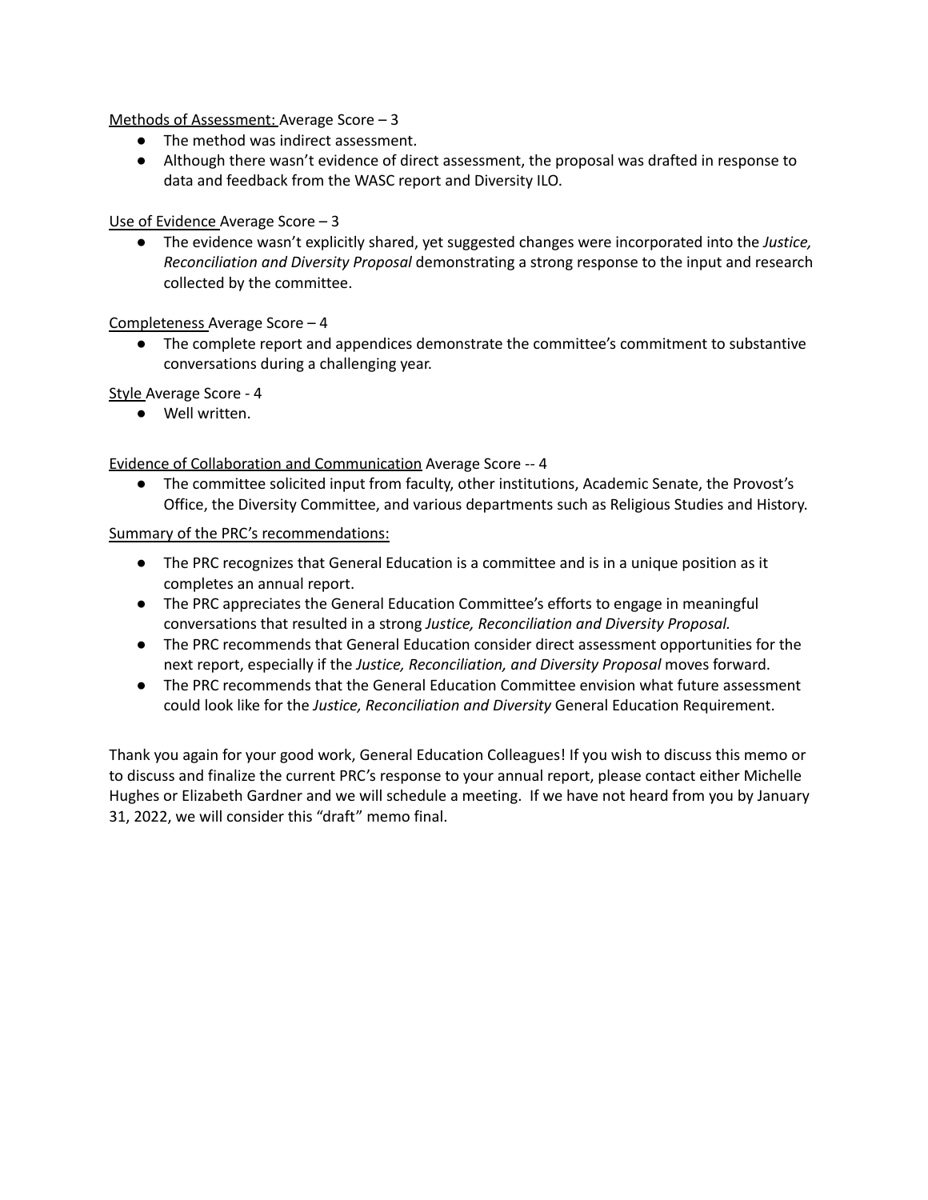Methods of Assessment: Average Score – 3

- The method was indirect assessment.
- Although there wasn't evidence of direct assessment, the proposal was drafted in response to data and feedback from the WASC report and Diversity ILO.

Use of Evidence Average Score – 3

- The evidence wasn't explicitly shared, yet suggested changes were incorporated into the *Justice, Reconciliation and Diversity Proposal* demonstrating a strong response to the input and research collected by the committee.

Completeness Average Score – 4

- The complete report and appendices demonstrate the committee's commitment to substantive conversations during a challenging year.

Style Average Score - 4

- Well written.

Evidence of Collaboration and Communication Average Score -- 4

- The committee solicited input from faculty, other institutions, Academic Senate, the Provost's Office, the Diversity Committee, and various departments such as Religious Studies and History.

Summary of the PRC's recommendations:

- The PRC recognizes that General Education is a committee and is in a unique position as it completes an annual report.
- The PRC appreciates the General Education Committee's efforts to engage in meaningful conversations that resulted in a strong *Justice, Reconciliation and Diversity Proposal.*
- The PRC recommends that General Education consider direct assessment opportunities for the next report, especially if the *Justice, Reconciliation, and Diversity Proposal* moves forward.
- The PRC recommends that the General Education Committee envision what future assessment could look like for the *Justice, Reconciliation and Diversity* General Education Requirement.

Thank you again for your good work, General Education Colleagues! If you wish to discuss this memo or to discuss and finalize the current PRC's response to your annual report, please contact either Michelle Hughes or Elizabeth Gardner and we will schedule a meeting. If we have not heard from you by January 31, 2022, we will consider this "draft" memo final.